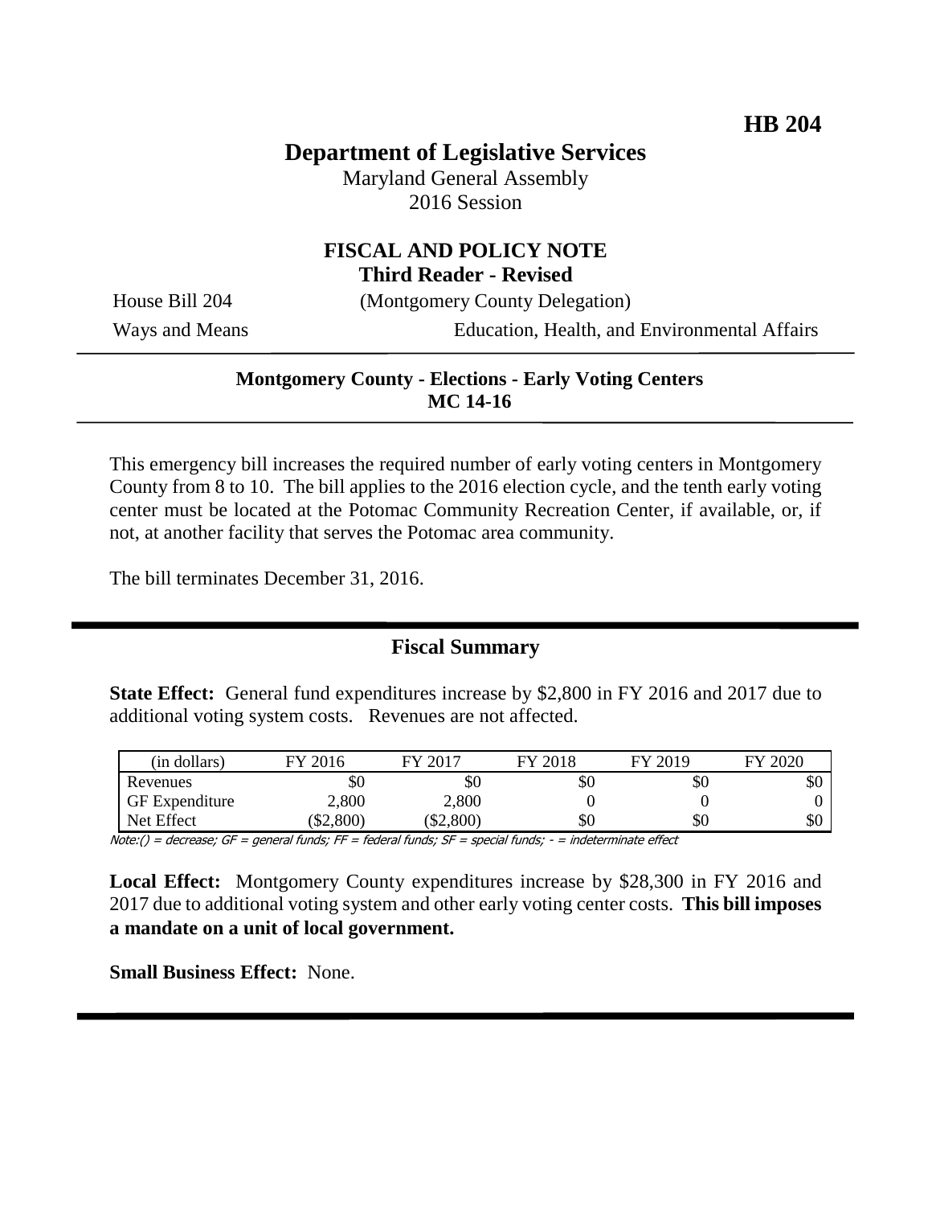**HB 204**

# Department of Legislative Services

Maryland General Assembly
2016 Session

## FISCAL AND POLICY NOTE
**Third Reader - Revised**

House Bill 204 (Montgomery County Delegation)
Ways and Means Education, Health, and Environmental Affairs

**Montgomery County - Elections - Early Voting Centers**
**MC 14-16**

This emergency bill increases the required number of early voting centers in Montgomery County from 8 to 10. The bill applies to the 2016 election cycle, and the tenth early voting center must be located at the Potomac Community Recreation Center, if available, or, if not, at another facility that serves the Potomac area community.

The bill terminates December 31, 2016.

## Fiscal Summary

**State Effect:** General fund expenditures increase by $2,800 in FY 2016 and 2017 due to additional voting system costs. Revenues are not affected.

| (in dollars) | FY 2016 | FY 2017 | FY 2018 | FY 2019 | FY 2020 |
|---|---|---|---|---|---|
| Revenues | $0 | $0 | $0 | $0 | $0 |
| GF Expenditure | 2,800 | 2,800 | 0 | 0 | 0 |
| Net Effect | ($2,800) | ($2,800) | $0 | $0 | $0 |

*Note:() = decrease; GF = general funds; FF = federal funds; SF = special funds; - = indeterminate effect*

**Local Effect:** Montgomery County expenditures increase by $28,300 in FY 2016 and 2017 due to additional voting system and other early voting center costs. **This bill imposes a mandate on a unit of local government.**

**Small Business Effect:** None.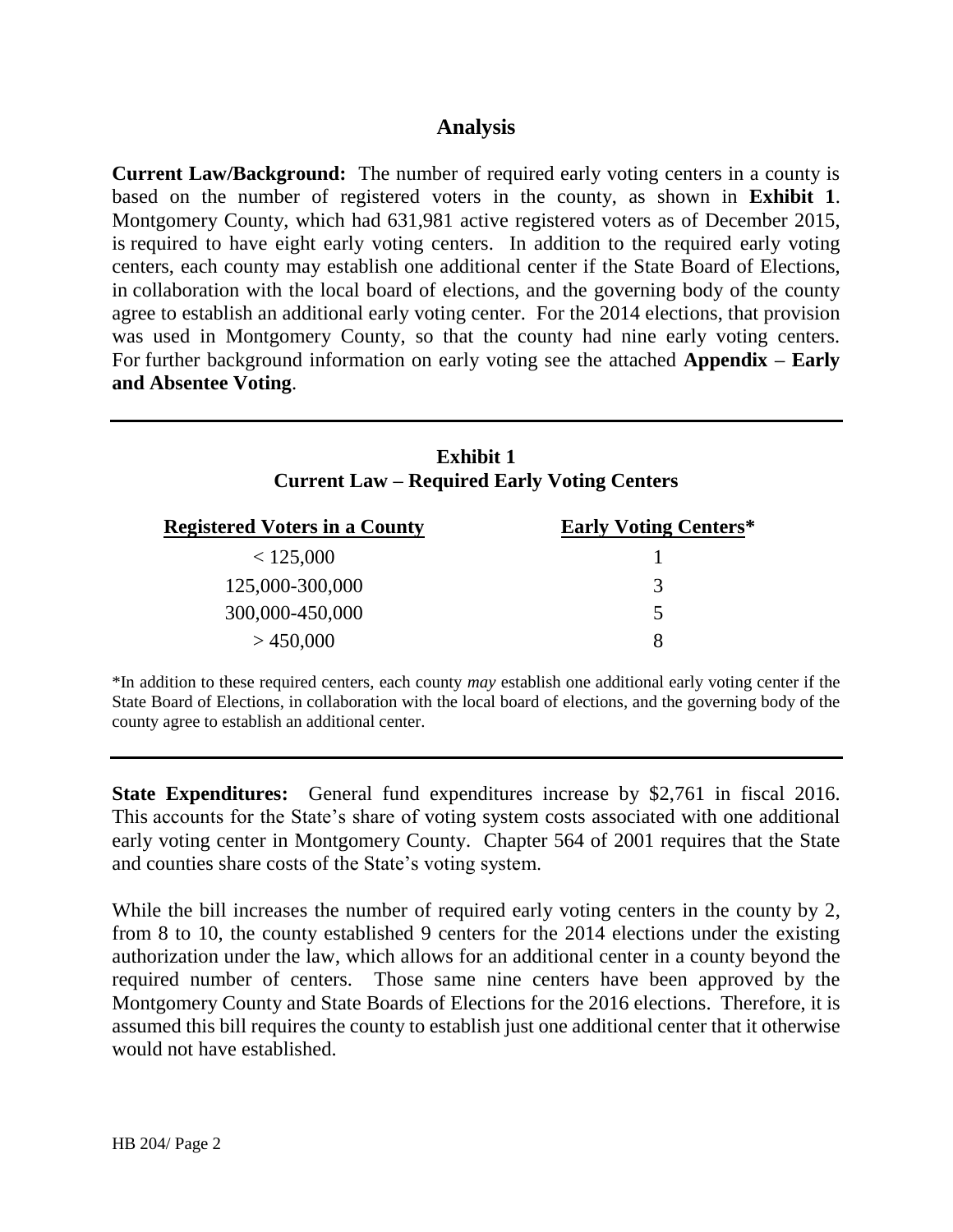## Analysis

**Current Law/Background:** The number of required early voting centers in a county is based on the number of registered voters in the county, as shown in **Exhibit 1**. Montgomery County, which had 631,981 active registered voters as of December 2015, is required to have eight early voting centers. In addition to the required early voting centers, each county may establish one additional center if the State Board of Elections, in collaboration with the local board of elections, and the governing body of the county agree to establish an additional early voting center. For the 2014 elections, that provision was used in Montgomery County, so that the county had nine early voting centers. For further background information on early voting see the attached **Appendix – Early and Absentee Voting**.

**Exhibit 1**
**Current Law – Required Early Voting Centers**

| Registered Voters in a County | Early Voting Centers* |
|---|---|
| < 125,000 | 1 |
| 125,000-300,000 | 3 |
| 300,000-450,000 | 5 |
| > 450,000 | 8 |

*In addition to these required centers, each county *may* establish one additional early voting center if the State Board of Elections, in collaboration with the local board of elections, and the governing body of the county agree to establish an additional center.

**State Expenditures:** General fund expenditures increase by $2,761 in fiscal 2016. This accounts for the State's share of voting system costs associated with one additional early voting center in Montgomery County. Chapter 564 of 2001 requires that the State and counties share costs of the State's voting system.

While the bill increases the number of required early voting centers in the county by 2, from 8 to 10, the county established 9 centers for the 2014 elections under the existing authorization under the law, which allows for an additional center in a county beyond the required number of centers. Those same nine centers have been approved by the Montgomery County and State Boards of Elections for the 2016 elections. Therefore, it is assumed this bill requires the county to establish just one additional center that it otherwise would not have established.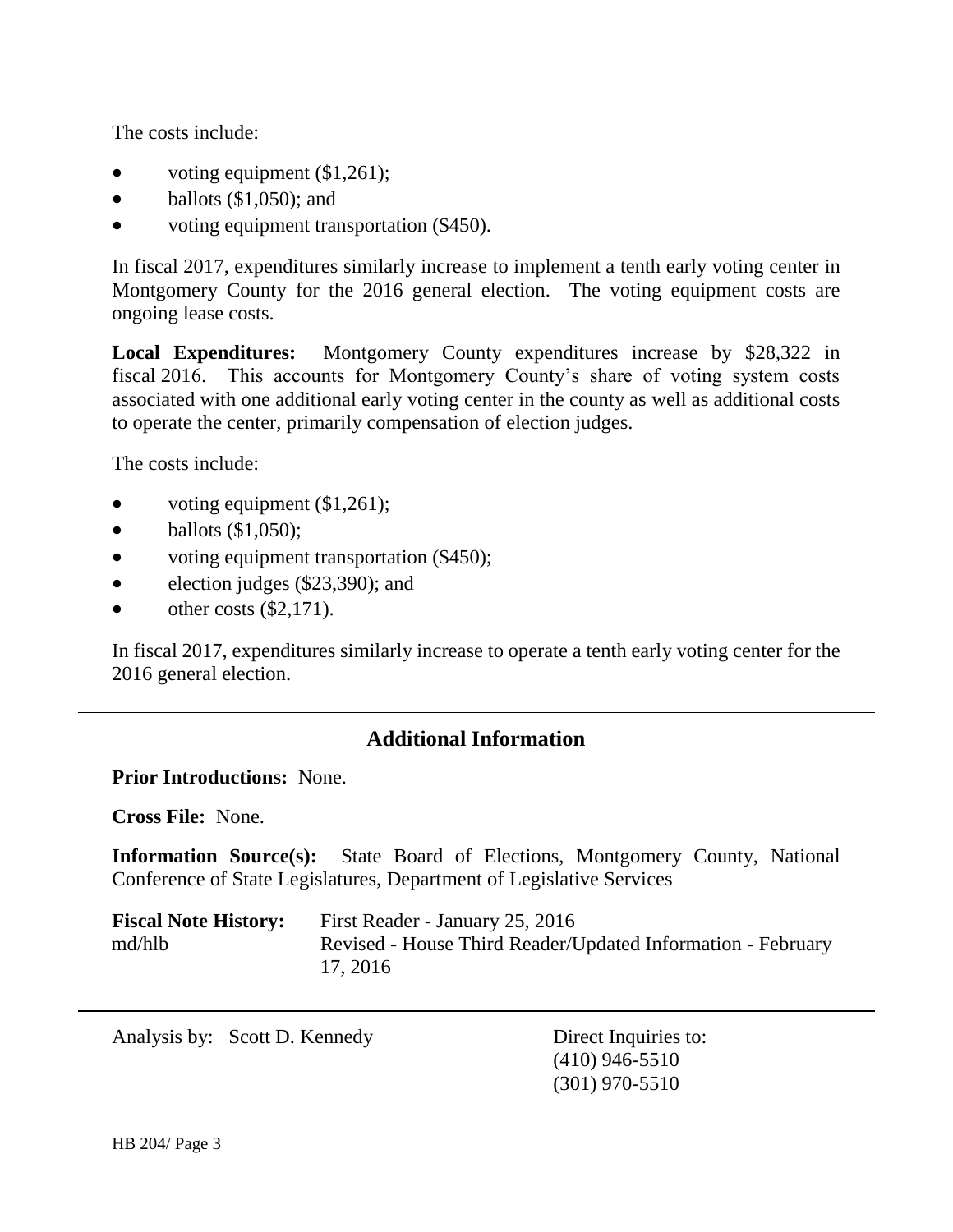The costs include:

- voting equipment ($1,261);
- ballots ($1,050); and
- voting equipment transportation ($450).

In fiscal 2017, expenditures similarly increase to implement a tenth early voting center in Montgomery County for the 2016 general election. The voting equipment costs are ongoing lease costs.

**Local Expenditures:** Montgomery County expenditures increase by $28,322 in fiscal 2016. This accounts for Montgomery County's share of voting system costs associated with one additional early voting center in the county as well as additional costs to operate the center, primarily compensation of election judges.

The costs include:

- voting equipment ($1,261);
- ballots ($1,050);
- voting equipment transportation ($450);
- election judges ($23,390); and
- other costs ($2,171).

In fiscal 2017, expenditures similarly increase to operate a tenth early voting center for the 2016 general election.

## Additional Information

**Prior Introductions:** None.

**Cross File:** None.

**Information Source(s):** State Board of Elections, Montgomery County, National Conference of State Legislatures, Department of Legislative Services

**Fiscal Note History:** First Reader - January 25, 2016
md/hlb Revised - House Third Reader/Updated Information - February 17, 2016

Analysis by: Scott D. Kennedy

Direct Inquiries to:
(410) 946-5510
(301) 970-5510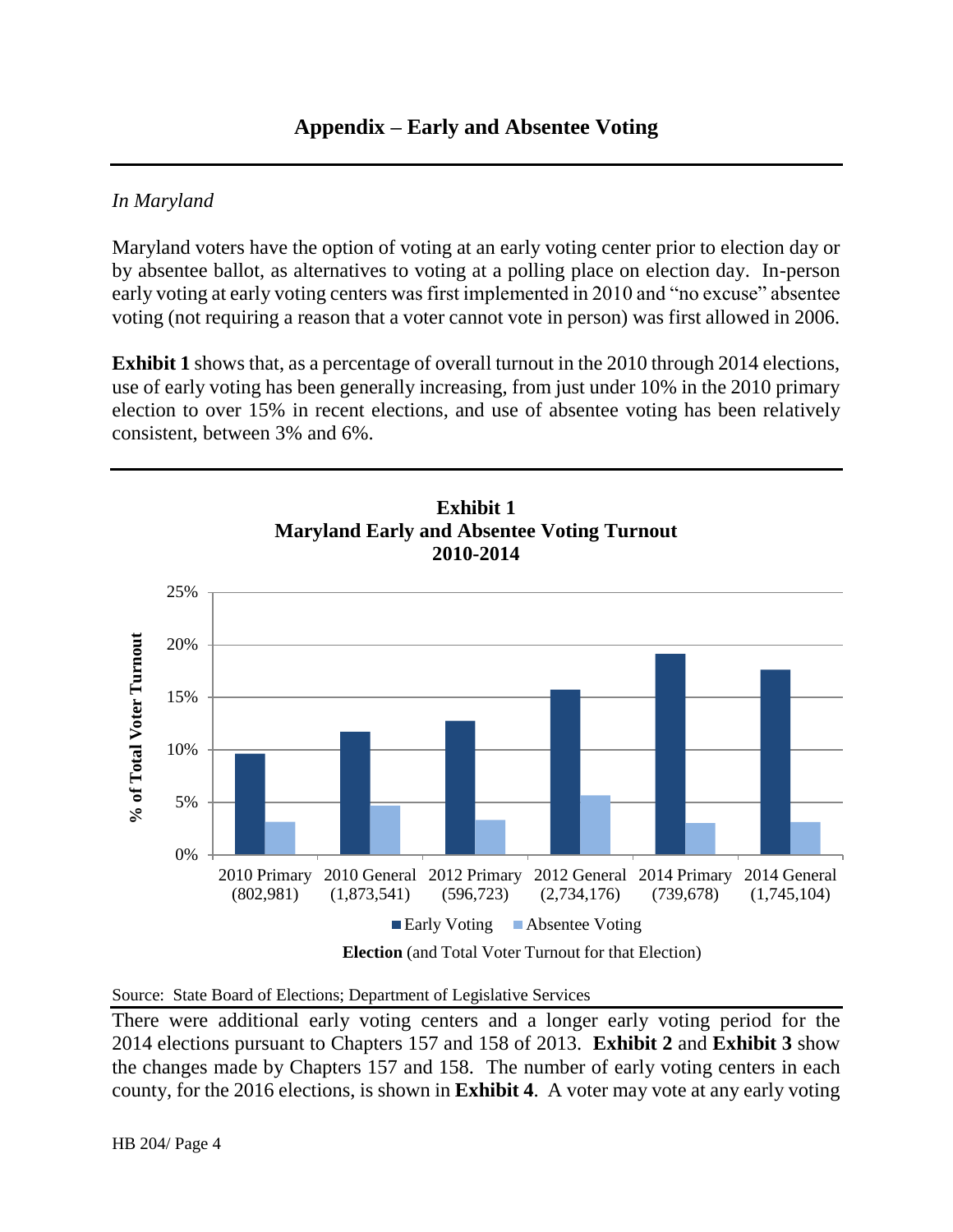# Appendix – Early and Absentee Voting

*In Maryland*

Maryland voters have the option of voting at an early voting center prior to election day or by absentee ballot, as alternatives to voting at a polling place on election day. In-person early voting at early voting centers was first implemented in 2010 and "no excuse" absentee voting (not requiring a reason that a voter cannot vote in person) was first allowed in 2006.

**Exhibit 1** shows that, as a percentage of overall turnout in the 2010 through 2014 elections, use of early voting has been generally increasing, from just under 10% in the 2010 primary election to over 15% in recent elections, and use of absentee voting has been relatively consistent, between 3% and 6%.

**Exhibit 1**
**Maryland Early and Absentee Voting Turnout**
**2010-2014**

| Election (and Total Voter Turnout for that Election) | Early Voting | Absentee Voting |
|---|---|---|
| 2010 Primary (802,981) | ~9.6% | ~3.1% |
| 2010 General (1,873,541) | ~11.7% | ~4.7% |
| 2012 Primary (596,723) | ~12.8% | ~3.3% |
| 2012 General (2,734,176) | ~15.7% | ~5.6% |
| 2014 Primary (739,678) | ~19.1% | ~3.0% |
| 2014 General (1,745,104) | ~17.6% | ~3.1% |

Source: State Board of Elections; Department of Legislative Services

There were additional early voting centers and a longer early voting period for the 2014 elections pursuant to Chapters 157 and 158 of 2013. **Exhibit 2** and **Exhibit 3** show the changes made by Chapters 157 and 158. The number of early voting centers in each county, for the 2016 elections, is shown in **Exhibit 4**. A voter may vote at any early voting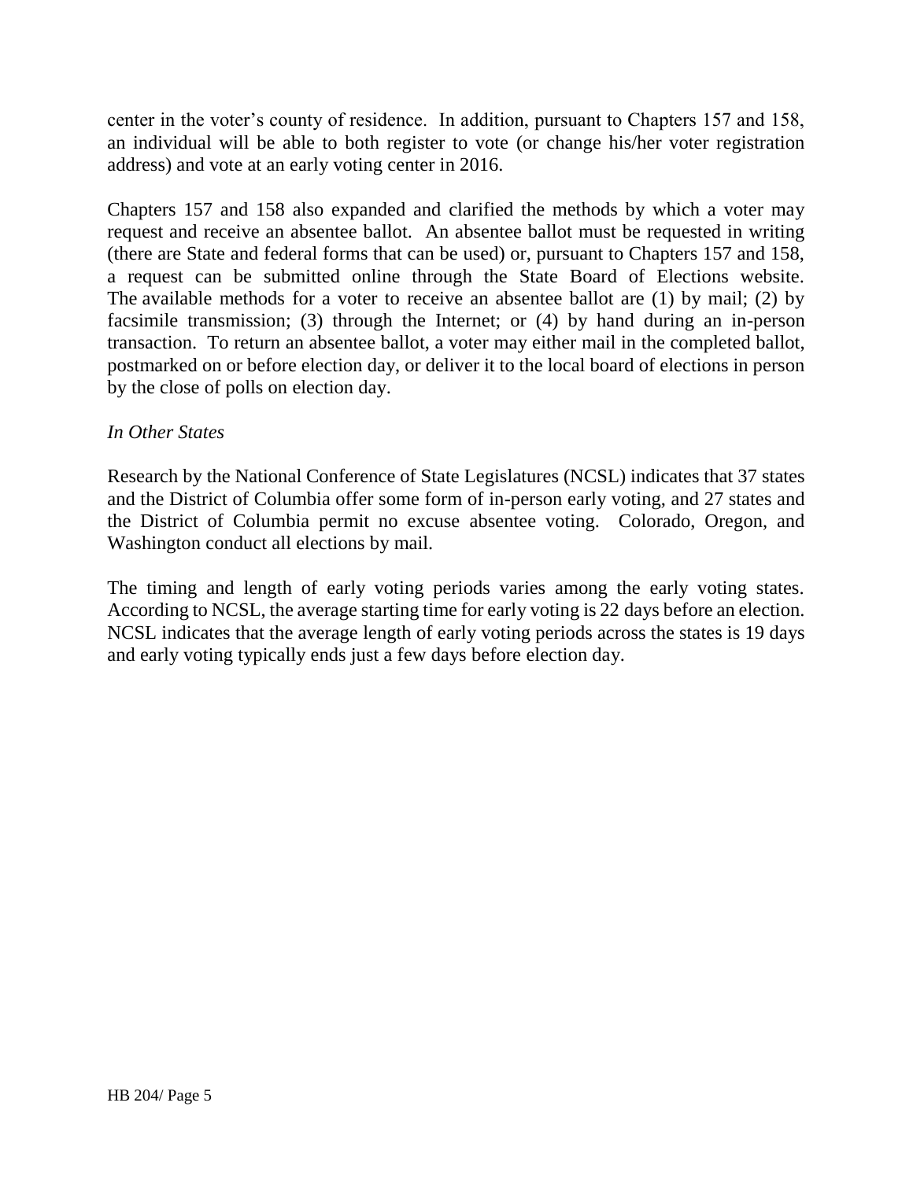center in the voter's county of residence. In addition, pursuant to Chapters 157 and 158, an individual will be able to both register to vote (or change his/her voter registration address) and vote at an early voting center in 2016.

Chapters 157 and 158 also expanded and clarified the methods by which a voter may request and receive an absentee ballot. An absentee ballot must be requested in writing (there are State and federal forms that can be used) or, pursuant to Chapters 157 and 158, a request can be submitted online through the State Board of Elections website. The available methods for a voter to receive an absentee ballot are (1) by mail; (2) by facsimile transmission; (3) through the Internet; or (4) by hand during an in-person transaction. To return an absentee ballot, a voter may either mail in the completed ballot, postmarked on or before election day, or deliver it to the local board of elections in person by the close of polls on election day.

*In Other States*

Research by the National Conference of State Legislatures (NCSL) indicates that 37 states and the District of Columbia offer some form of in-person early voting, and 27 states and the District of Columbia permit no excuse absentee voting. Colorado, Oregon, and Washington conduct all elections by mail.

The timing and length of early voting periods varies among the early voting states. According to NCSL, the average starting time for early voting is 22 days before an election. NCSL indicates that the average length of early voting periods across the states is 19 days and early voting typically ends just a few days before election day.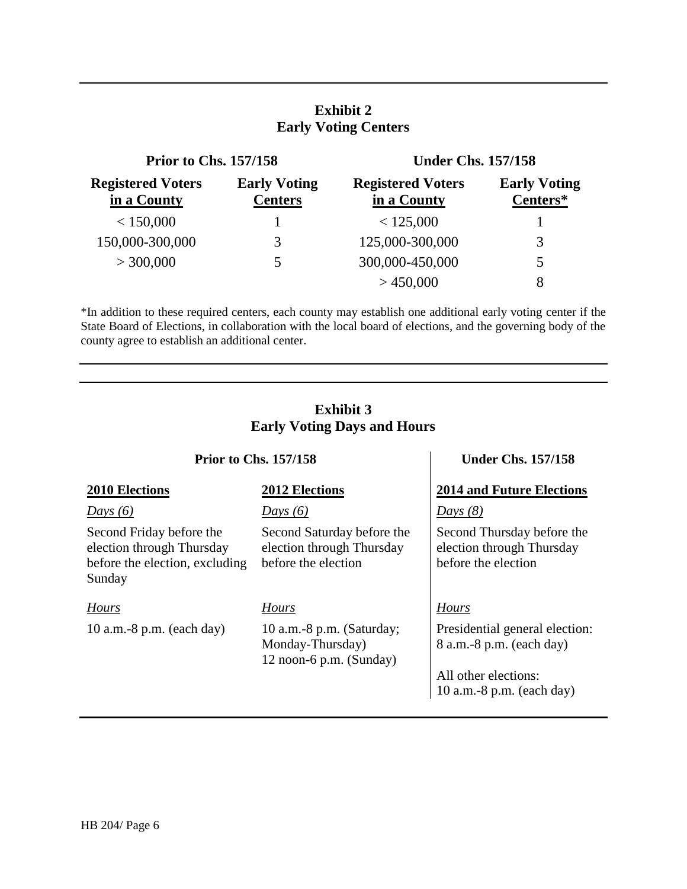**Exhibit 2**
**Early Voting Centers**

| Prior to Chs. 157/158 | | Under Chs. 157/158 | |
|---|---|---|---|
| **Registered Voters in a County** | **Early Voting Centers** | **Registered Voters in a County** | **Early Voting Centers*** |
| < 150,000 | 1 | < 125,000 | 1 |
| 150,000-300,000 | 3 | 125,000-300,000 | 3 |
| > 300,000 | 5 | 300,000-450,000 | 5 |
| | | > 450,000 | 8 |

*In addition to these required centers, each county may establish one additional early voting center if the State Board of Elections, in collaboration with the local board of elections, and the governing body of the county agree to establish an additional center.

**Exhibit 3**
**Early Voting Days and Hours**

| Prior to Chs. 157/158 | | Under Chs. 157/158 |
|---|---|---|
| **2010 Elections** | **2012 Elections** | **2014 and Future Elections** |
| *Days (6)* | *Days (6)* | *Days (8)* |
| Second Friday before the election through Thursday before the election, excluding Sunday | Second Saturday before the election through Thursday before the election | Second Thursday before the election through Thursday before the election |
| *Hours* | *Hours* | *Hours* |
| 10 a.m.-8 p.m. (each day) | 10 a.m.-8 p.m. (Saturday; Monday-Thursday) 12 noon-6 p.m. (Sunday) | Presidential general election: 8 a.m.-8 p.m. (each day) All other elections: 10 a.m.-8 p.m. (each day) |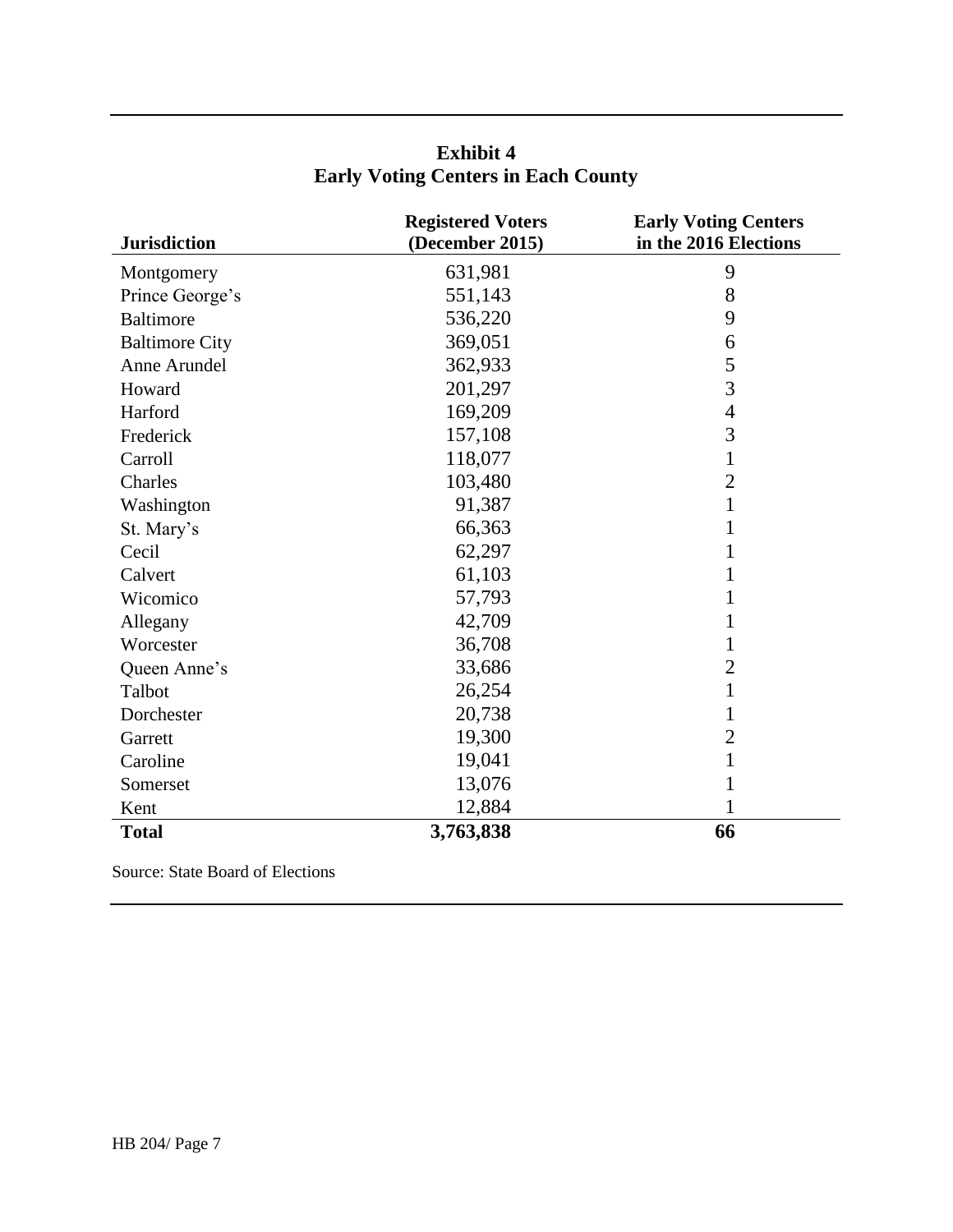**Exhibit 4**
**Early Voting Centers in Each County**

| Jurisdiction | Registered Voters (December 2015) | Early Voting Centers in the 2016 Elections |
|---|---|---|
| Montgomery | 631,981 | 9 |
| Prince George's | 551,143 | 8 |
| Baltimore | 536,220 | 9 |
| Baltimore City | 369,051 | 6 |
| Anne Arundel | 362,933 | 5 |
| Howard | 201,297 | 3 |
| Harford | 169,209 | 4 |
| Frederick | 157,108 | 3 |
| Carroll | 118,077 | 1 |
| Charles | 103,480 | 2 |
| Washington | 91,387 | 1 |
| St. Mary's | 66,363 | 1 |
| Cecil | 62,297 | 1 |
| Calvert | 61,103 | 1 |
| Wicomico | 57,793 | 1 |
| Allegany | 42,709 | 1 |
| Worcester | 36,708 | 1 |
| Queen Anne's | 33,686 | 2 |
| Talbot | 26,254 | 1 |
| Dorchester | 20,738 | 1 |
| Garrett | 19,300 | 2 |
| Caroline | 19,041 | 1 |
| Somerset | 13,076 | 1 |
| Kent | 12,884 | 1 |
| **Total** | **3,763,838** | **66** |

Source: State Board of Elections